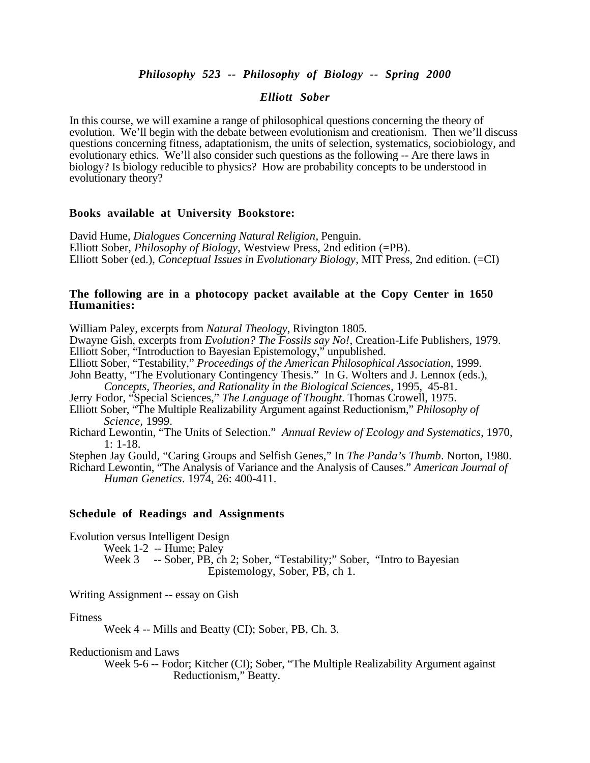# *Philosophy 523 -- Philosophy of Biology -- Spring 2000*

## *Elliott Sober*

In this course, we will examine a range of philosophical questions concerning the theory of evolution. We'll begin with the debate between evolutionism and creationism. Then we'll discuss questions concerning fitness, adaptationism, the units of selection, systematics, sociobiology, and evolutionary ethics. We'll also consider such questions as the following -- Are there laws in biology? Is biology reducible to physics? How are probability concepts to be understood in evolutionary theory?

### Books available at University Bookstore:

David Hume, *Dialogues Concerning Natural Religion*, Penguin.
Elliott Sober, *Philosophy of Biology*, Westview Press, 2nd edition (=PB).
Elliott Sober (ed.), *Conceptual Issues in Evolutionary Biology*, MIT Press, 2nd edition. (=CI)

### The following are in a photocopy packet available at the Copy Center in 1650 Humanities:

William Paley, excerpts from *Natural Theology*, Rivington 1805.
Dwayne Gish, excerpts from *Evolution? The Fossils say No!*, Creation-Life Publishers, 1979.
Elliott Sober, "Introduction to Bayesian Epistemology," unpublished.
Elliott Sober, "Testability," *Proceedings of the American Philosophical Association*, 1999.
John Beatty, "The Evolutionary Contingency Thesis." In G. Wolters and J. Lennox (eds.), *Concepts, Theories, and Rationality in the Biological Sciences*, 1995, 45-81.
Jerry Fodor, "Special Sciences," *The Language of Thought*. Thomas Crowell, 1975.
Elliott Sober, "The Multiple Realizability Argument against Reductionism," *Philosophy of Science*, 1999.
Richard Lewontin, "The Units of Selection." *Annual Review of Ecology and Systematics*, 1970, 1: 1-18.
Stephen Jay Gould, "Caring Groups and Selfish Genes," In *The Panda's Thumb*. Norton, 1980.
Richard Lewontin, "The Analysis of Variance and the Analysis of Causes." *American Journal of Human Genetics*. 1974, 26: 400-411.

### Schedule of Readings and Assignments

Evolution versus Intelligent Design
- Week 1-2 -- Hume; Paley
- Week 3 -- Sober, PB, ch 2; Sober, "Testability;" Sober, "Intro to Bayesian Epistemology, Sober, PB, ch 1.

Writing Assignment -- essay on Gish

Fitness
- Week 4 -- Mills and Beatty (CI); Sober, PB, Ch. 3.

Reductionism and Laws
- Week 5-6 -- Fodor; Kitcher (CI); Sober, "The Multiple Realizability Argument against Reductionism," Beatty.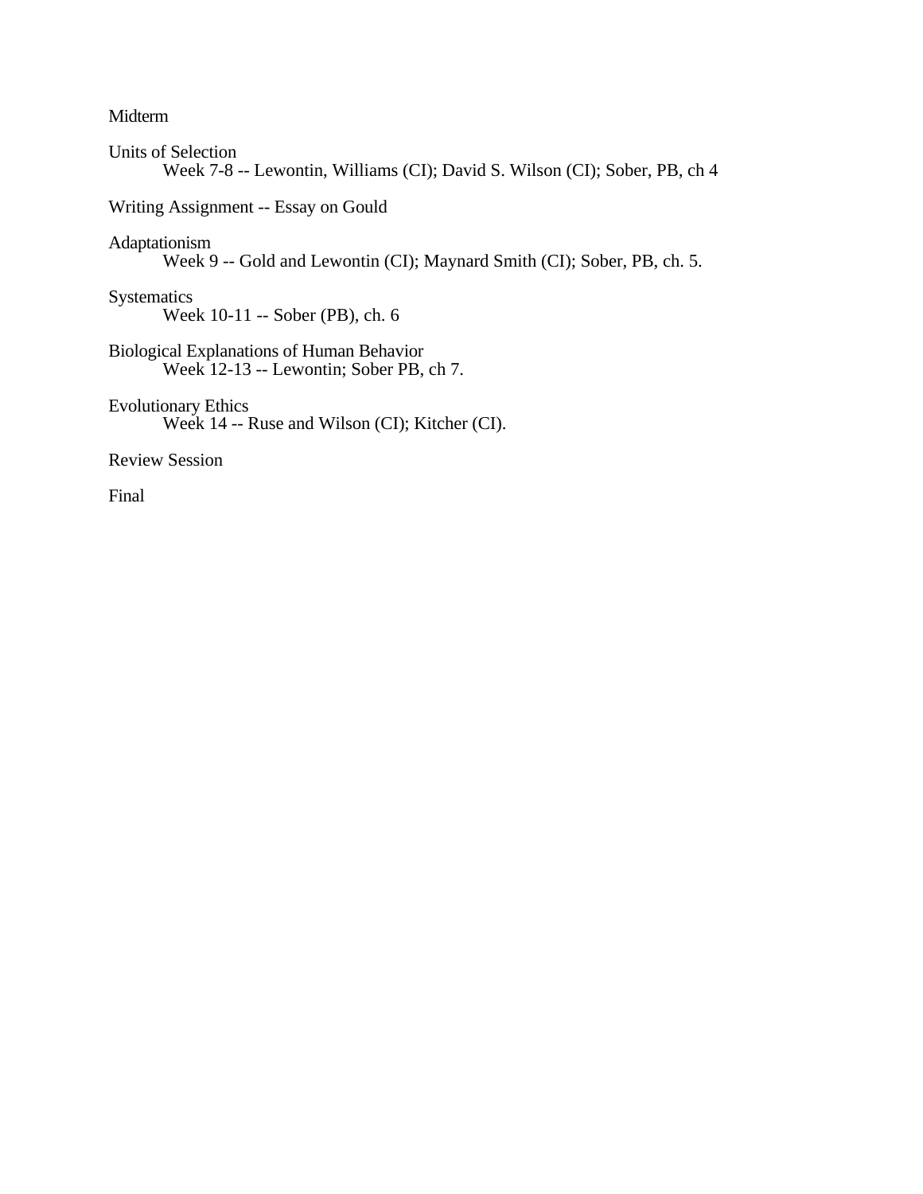Midterm

Units of Selection
    Week 7-8 -- Lewontin, Williams (CI); David S. Wilson (CI); Sober, PB, ch 4

Writing Assignment -- Essay on Gould

Adaptationism
    Week 9 -- Gold and Lewontin (CI); Maynard Smith (CI); Sober, PB, ch. 5.

Systematics
    Week 10-11 -- Sober (PB), ch. 6

Biological Explanations of Human Behavior
    Week 12-13 -- Lewontin; Sober PB, ch 7.

Evolutionary Ethics
    Week 14 -- Ruse and Wilson (CI); Kitcher (CI).

Review Session

Final